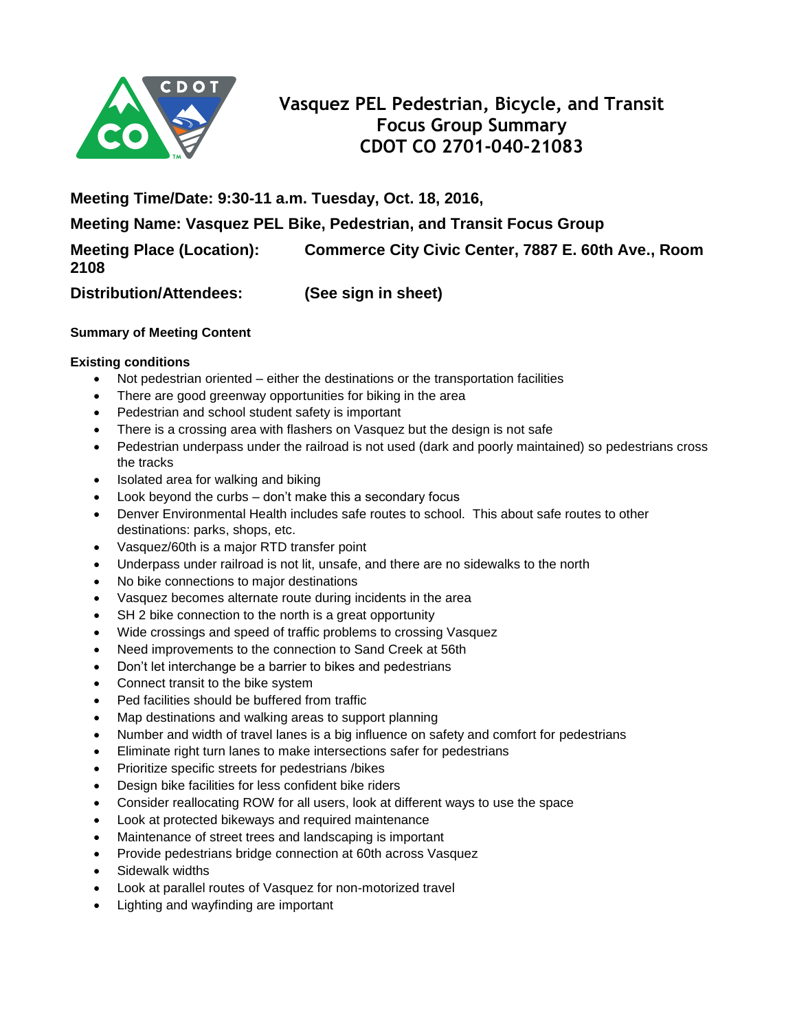# Vasquez PEL Pedestrian, Bicycle, and Transit Focus Group Summary CDOT CO 2701-040-21083

**Meeting Time/Date: 9:30-11 a.m. Tuesday, Oct. 18, 2016,**

**Meeting Name: Vasquez PEL Bike, Pedestrian, and Transit Focus Group**

**Meeting Place (Location): Commerce City Civic Center, 7887 E. 60th Ave., Room 2108**

**Distribution/Attendees: (See sign in sheet)**

**Summary of Meeting Content**

**Existing conditions**

- Not pedestrian oriented – either the destinations or the transportation facilities
- There are good greenway opportunities for biking in the area
- Pedestrian and school student safety is important
- There is a crossing area with flashers on Vasquez but the design is not safe
- Pedestrian underpass under the railroad is not used (dark and poorly maintained) so pedestrians cross the tracks
- Isolated area for walking and biking
- Look beyond the curbs – don't make this a secondary focus
- Denver Environmental Health includes safe routes to school. This about safe routes to other destinations: parks, shops, etc.
- Vasquez/60th is a major RTD transfer point
- Underpass under railroad is not lit, unsafe, and there are no sidewalks to the north
- No bike connections to major destinations
- Vasquez becomes alternate route during incidents in the area
- SH 2 bike connection to the north is a great opportunity
- Wide crossings and speed of traffic problems to crossing Vasquez
- Need improvements to the connection to Sand Creek at 56th
- Don't let interchange be a barrier to bikes and pedestrians
- Connect transit to the bike system
- Ped facilities should be buffered from traffic
- Map destinations and walking areas to support planning
- Number and width of travel lanes is a big influence on safety and comfort for pedestrians
- Eliminate right turn lanes to make intersections safer for pedestrians
- Prioritize specific streets for pedestrians /bikes
- Design bike facilities for less confident bike riders
- Consider reallocating ROW for all users, look at different ways to use the space
- Look at protected bikeways and required maintenance
- Maintenance of street trees and landscaping is important
- Provide pedestrians bridge connection at 60th across Vasquez
- Sidewalk widths
- Look at parallel routes of Vasquez for non-motorized travel
- Lighting and wayfinding are important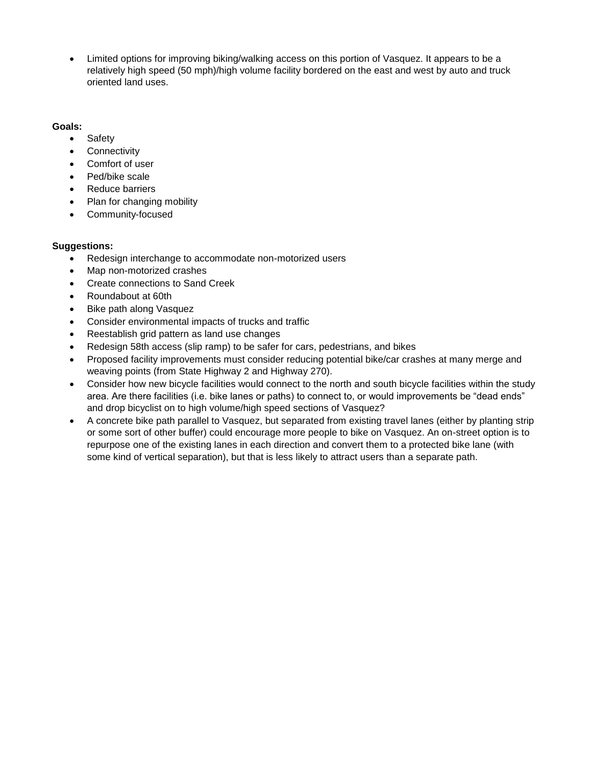- Limited options for improving biking/walking access on this portion of Vasquez. It appears to be a relatively high speed (50 mph)/high volume facility bordered on the east and west by auto and truck oriented land uses.

**Goals:**

- Safety
- Connectivity
- Comfort of user
- Ped/bike scale
- Reduce barriers
- Plan for changing mobility
- Community-focused

**Suggestions:**

- Redesign interchange to accommodate non-motorized users
- Map non-motorized crashes
- Create connections to Sand Creek
- Roundabout at 60th
- Bike path along Vasquez
- Consider environmental impacts of trucks and traffic
- Reestablish grid pattern as land use changes
- Redesign 58th access (slip ramp) to be safer for cars, pedestrians, and bikes
- Proposed facility improvements must consider reducing potential bike/car crashes at many merge and weaving points (from State Highway 2 and Highway 270).
- Consider how new bicycle facilities would connect to the north and south bicycle facilities within the study area. Are there facilities (i.e. bike lanes or paths) to connect to, or would improvements be "dead ends" and drop bicyclist on to high volume/high speed sections of Vasquez?
- A concrete bike path parallel to Vasquez, but separated from existing travel lanes (either by planting strip or some sort of other buffer) could encourage more people to bike on Vasquez. An on-street option is to repurpose one of the existing lanes in each direction and convert them to a protected bike lane (with some kind of vertical separation), but that is less likely to attract users than a separate path.